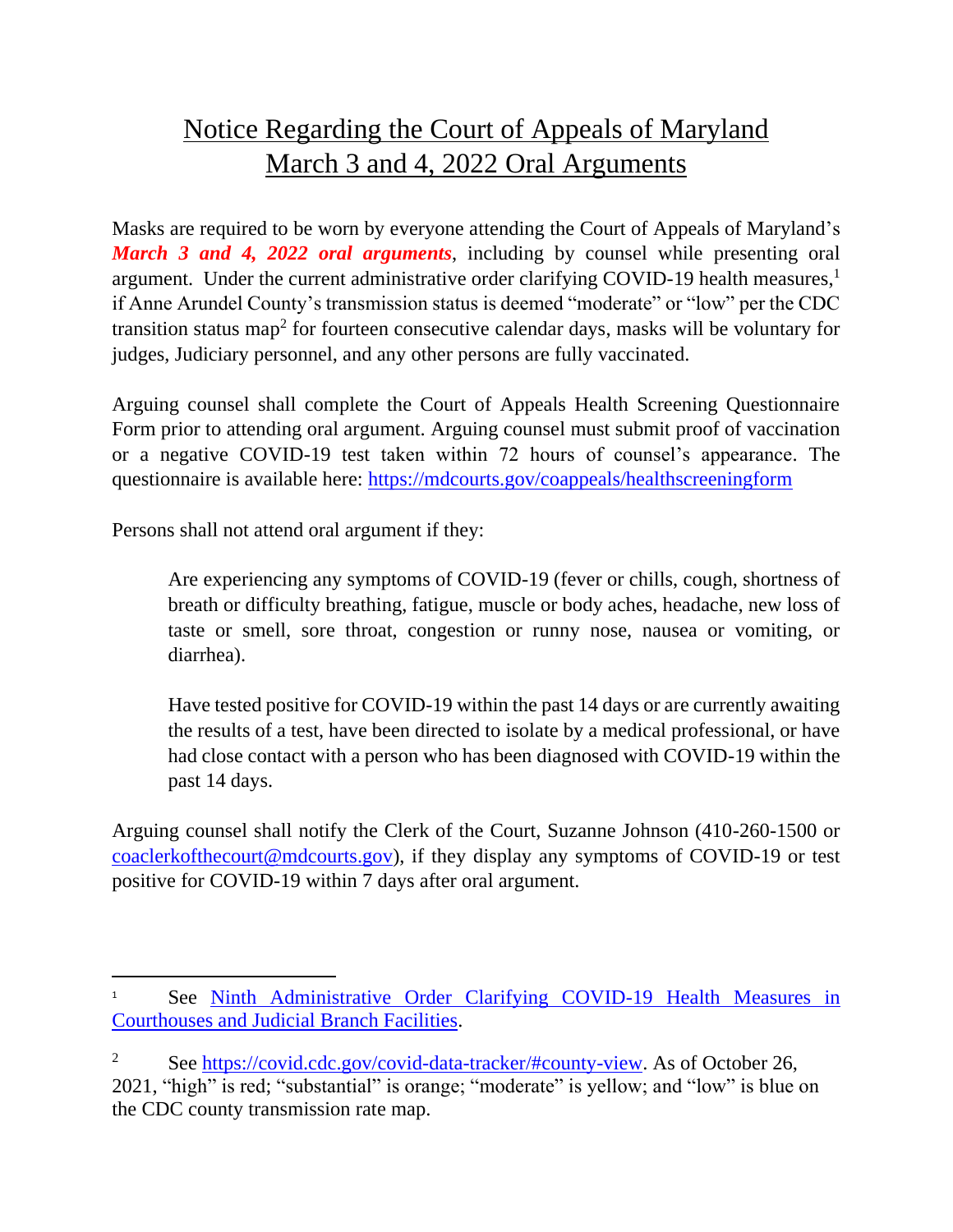# Notice Regarding the Court of Appeals of Maryland March 3 and 4, 2022 Oral Arguments

Masks are required to be worn by everyone attending the Court of Appeals of Maryland's ***March 3 and 4, 2022 oral arguments***, including by counsel while presenting oral argument. Under the current administrative order clarifying COVID-19 health measures,[1] if Anne Arundel County's transmission status is deemed "moderate" or "low" per the CDC transition status map[2] for fourteen consecutive calendar days, masks will be voluntary for judges, Judiciary personnel, and any other persons are fully vaccinated.

Arguing counsel shall complete the Court of Appeals Health Screening Questionnaire Form prior to attending oral argument. Arguing counsel must submit proof of vaccination or a negative COVID-19 test taken within 72 hours of counsel's appearance. The questionnaire is available here: https://mdcourts.gov/coappeals/healthscreeningform

Persons shall not attend oral argument if they:

> Are experiencing any symptoms of COVID-19 (fever or chills, cough, shortness of breath or difficulty breathing, fatigue, muscle or body aches, headache, new loss of taste or smell, sore throat, congestion or runny nose, nausea or vomiting, or diarrhea).
>
> Have tested positive for COVID-19 within the past 14 days or are currently awaiting the results of a test, have been directed to isolate by a medical professional, or have had close contact with a person who has been diagnosed with COVID-19 within the past 14 days.

Arguing counsel shall notify the Clerk of the Court, Suzanne Johnson (410-260-1500 or coaclerkofthecourt@mdcourts.gov), if they display any symptoms of COVID-19 or test positive for COVID-19 within 7 days after oral argument.

---

[1] See Ninth Administrative Order Clarifying COVID-19 Health Measures in Courthouses and Judicial Branch Facilities.

[2] See https://covid.cdc.gov/covid-data-tracker/#county-view. As of October 26, 2021, "high" is red; "substantial" is orange; "moderate" is yellow; and "low" is blue on the CDC county transmission rate map.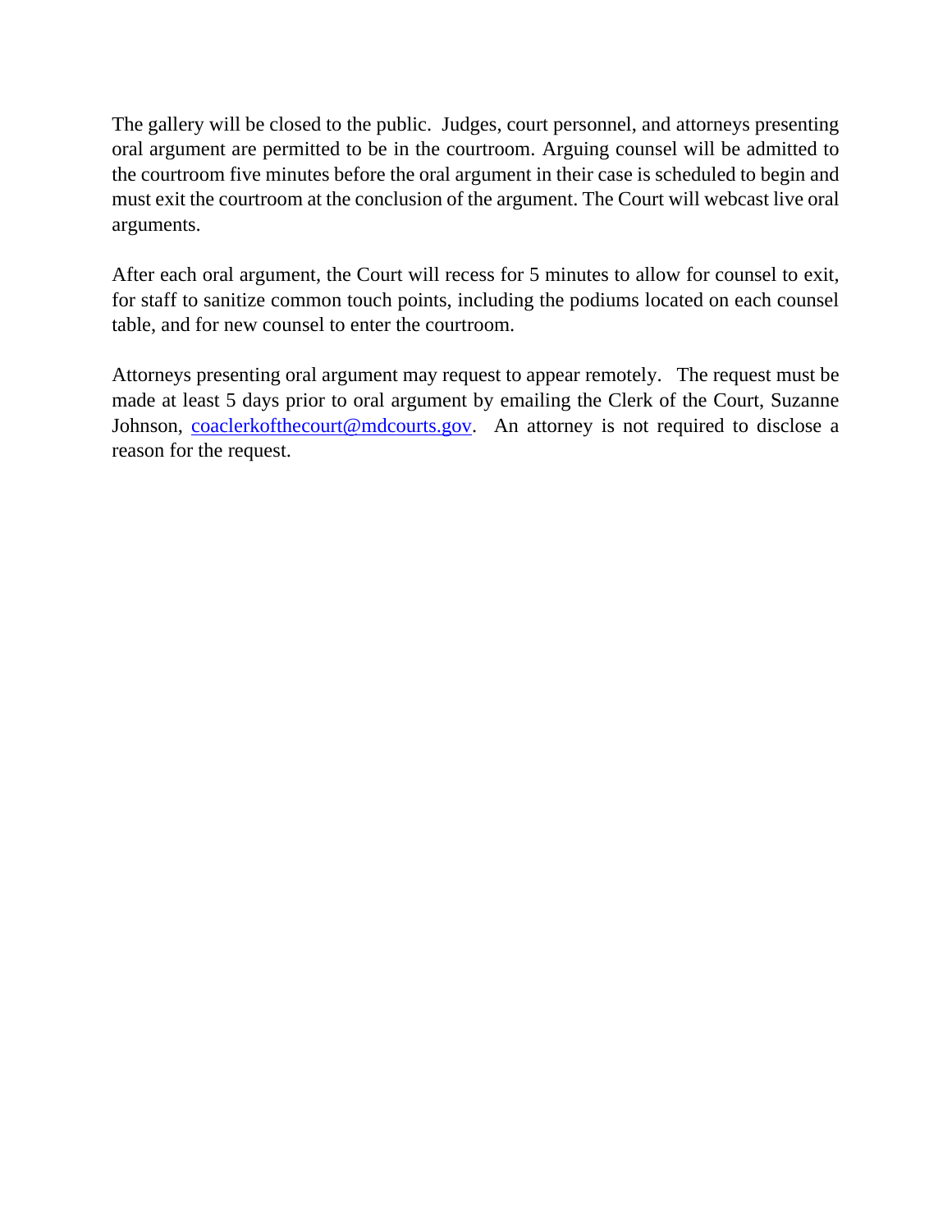The gallery will be closed to the public. Judges, court personnel, and attorneys presenting oral argument are permitted to be in the courtroom. Arguing counsel will be admitted to the courtroom five minutes before the oral argument in their case is scheduled to begin and must exit the courtroom at the conclusion of the argument. The Court will webcast live oral arguments.

After each oral argument, the Court will recess for 5 minutes to allow for counsel to exit, for staff to sanitize common touch points, including the podiums located on each counsel table, and for new counsel to enter the courtroom.

Attorneys presenting oral argument may request to appear remotely. The request must be made at least 5 days prior to oral argument by emailing the Clerk of the Court, Suzanne Johnson, coaclerkofthecourt@mdcourts.gov. An attorney is not required to disclose a reason for the request.